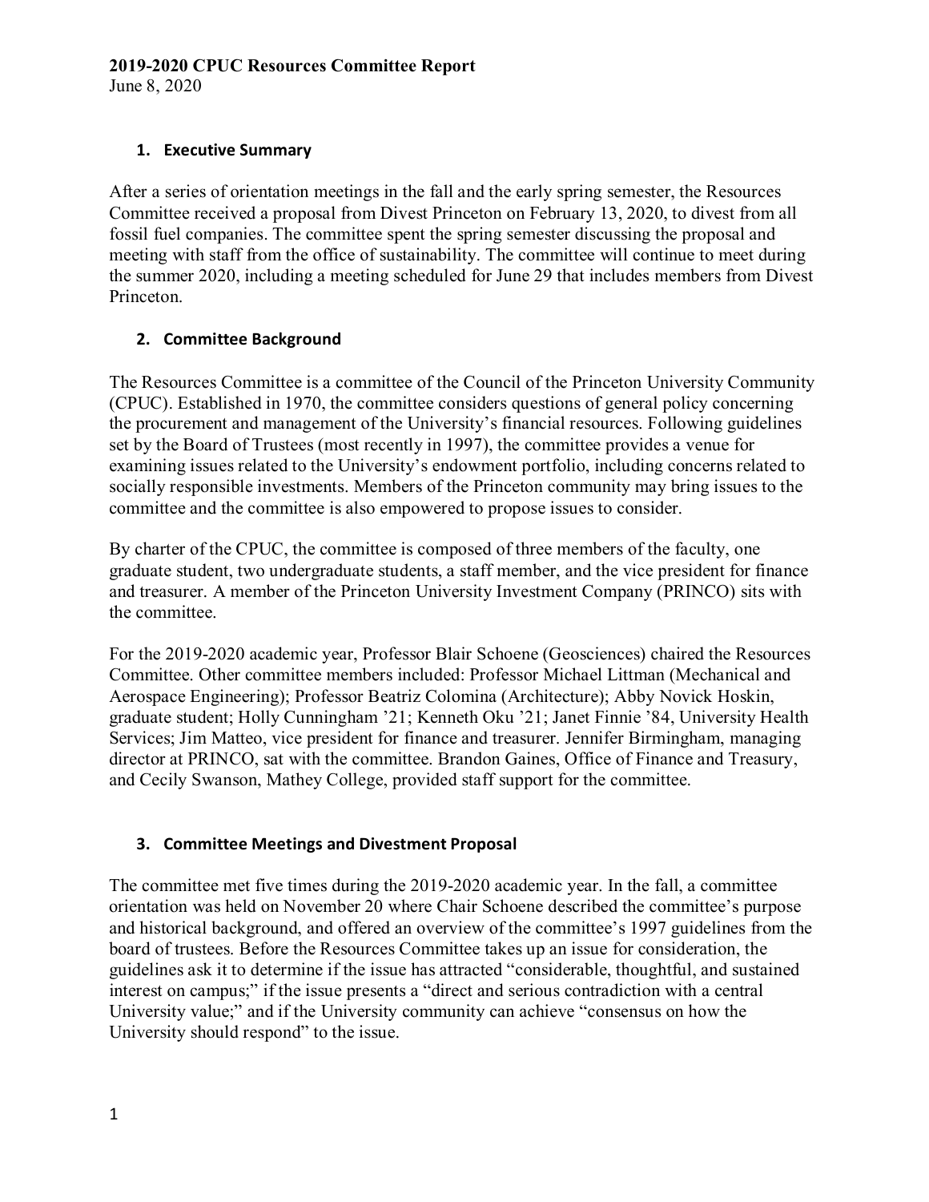**2019-2020 CPUC Resources Committee Report**
June 8, 2020

## 1. Executive Summary

After a series of orientation meetings in the fall and the early spring semester, the Resources Committee received a proposal from Divest Princeton on February 13, 2020, to divest from all fossil fuel companies. The committee spent the spring semester discussing the proposal and meeting with staff from the office of sustainability. The committee will continue to meet during the summer 2020, including a meeting scheduled for June 29 that includes members from Divest Princeton.

## 2. Committee Background

The Resources Committee is a committee of the Council of the Princeton University Community (CPUC). Established in 1970, the committee considers questions of general policy concerning the procurement and management of the University's financial resources. Following guidelines set by the Board of Trustees (most recently in 1997), the committee provides a venue for examining issues related to the University's endowment portfolio, including concerns related to socially responsible investments. Members of the Princeton community may bring issues to the committee and the committee is also empowered to propose issues to consider.

By charter of the CPUC, the committee is composed of three members of the faculty, one graduate student, two undergraduate students, a staff member, and the vice president for finance and treasurer. A member of the Princeton University Investment Company (PRINCO) sits with the committee.

For the 2019-2020 academic year, Professor Blair Schoene (Geosciences) chaired the Resources Committee. Other committee members included: Professor Michael Littman (Mechanical and Aerospace Engineering); Professor Beatriz Colomina (Architecture); Abby Novick Hoskin, graduate student; Holly Cunningham '21; Kenneth Oku '21; Janet Finnie '84, University Health Services; Jim Matteo, vice president for finance and treasurer. Jennifer Birmingham, managing director at PRINCO, sat with the committee. Brandon Gaines, Office of Finance and Treasury, and Cecily Swanson, Mathey College, provided staff support for the committee.

## 3. Committee Meetings and Divestment Proposal

The committee met five times during the 2019-2020 academic year. In the fall, a committee orientation was held on November 20 where Chair Schoene described the committee's purpose and historical background, and offered an overview of the committee's 1997 guidelines from the board of trustees. Before the Resources Committee takes up an issue for consideration, the guidelines ask it to determine if the issue has attracted "considerable, thoughtful, and sustained interest on campus;" if the issue presents a "direct and serious contradiction with a central University value;" and if the University community can achieve "consensus on how the University should respond" to the issue.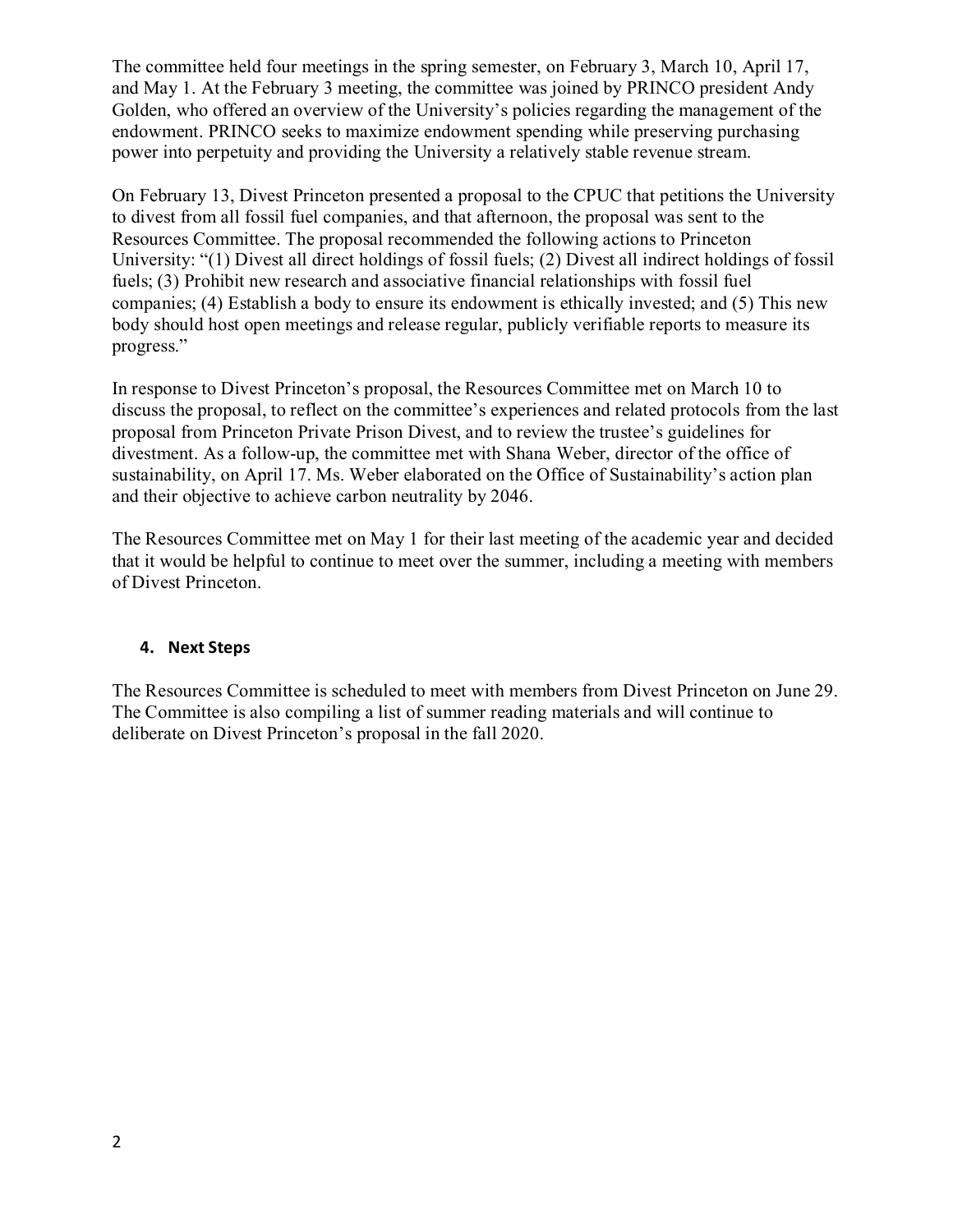The committee held four meetings in the spring semester, on February 3, March 10, April 17, and May 1. At the February 3 meeting, the committee was joined by PRINCO president Andy Golden, who offered an overview of the University's policies regarding the management of the endowment. PRINCO seeks to maximize endowment spending while preserving purchasing power into perpetuity and providing the University a relatively stable revenue stream.

On February 13, Divest Princeton presented a proposal to the CPUC that petitions the University to divest from all fossil fuel companies, and that afternoon, the proposal was sent to the Resources Committee. The proposal recommended the following actions to Princeton University: "(1) Divest all direct holdings of fossil fuels; (2) Divest all indirect holdings of fossil fuels; (3) Prohibit new research and associative financial relationships with fossil fuel companies; (4) Establish a body to ensure its endowment is ethically invested; and (5) This new body should host open meetings and release regular, publicly verifiable reports to measure its progress."

In response to Divest Princeton's proposal, the Resources Committee met on March 10 to discuss the proposal, to reflect on the committee's experiences and related protocols from the last proposal from Princeton Private Prison Divest, and to review the trustee's guidelines for divestment. As a follow-up, the committee met with Shana Weber, director of the office of sustainability, on April 17. Ms. Weber elaborated on the Office of Sustainability's action plan and their objective to achieve carbon neutrality by 2046.

The Resources Committee met on May 1 for their last meeting of the academic year and decided that it would be helpful to continue to meet over the summer, including a meeting with members of Divest Princeton.

## 4. Next Steps

The Resources Committee is scheduled to meet with members from Divest Princeton on June 29. The Committee is also compiling a list of summer reading materials and will continue to deliberate on Divest Princeton's proposal in the fall 2020.